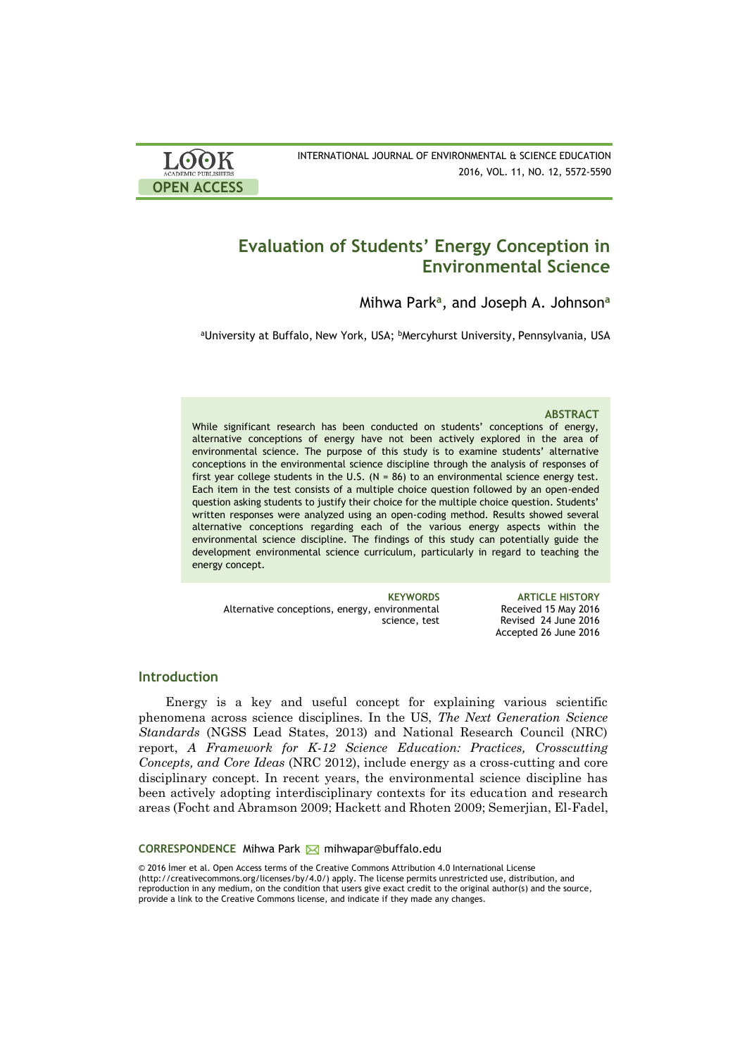# Evaluation of Students' Energy Conception in Environmental Science

Mihwa Park[a], and Joseph A. Johnson[a]

[a]University at Buffalo, New York, USA; [b]Mercyhurst University, Pennsylvania, USA

### ABSTRACT

While significant research has been conducted on students' conceptions of energy, alternative conceptions of energy have not been actively explored in the area of environmental science. The purpose of this study is to examine students' alternative conceptions in the environmental science discipline through the analysis of responses of first year college students in the U.S. (N = 86) to an environmental science energy test. Each item in the test consists of a multiple choice question followed by an open-ended question asking students to justify their choice for the multiple choice question. Students' written responses were analyzed using an open-coding method. Results showed several alternative conceptions regarding each of the various energy aspects within the environmental science discipline. The findings of this study can potentially guide the development environmental science curriculum, particularly in regard to teaching the energy concept.

**KEYWORDS**
Alternative conceptions, energy, environmental science, test

**ARTICLE HISTORY**
Received 15 May 2016
Revised 24 June 2016
Accepted 26 June 2016

## Introduction

Energy is a key and useful concept for explaining various scientific phenomena across science disciplines. In the US, *The Next Generation Science Standards* (NGSS Lead States, 2013) and National Research Council (NRC) report, *A Framework for K-12 Science Education: Practices, Crosscutting Concepts, and Core Ideas* (NRC 2012), include energy as a cross-cutting and core disciplinary concept. In recent years, the environmental science discipline has been actively adopting interdisciplinary contexts for its education and research areas (Focht and Abramson 2009; Hackett and Rhoten 2009; Semerjian, El-Fadel,

**CORRESPONDENCE** Mihwa Park ✉ mihwapar@buffalo.edu

© 2016 İmer et al. Open Access terms of the Creative Commons Attribution 4.0 International License (http://creativecommons.org/licenses/by/4.0/) apply. The license permits unrestricted use, distribution, and reproduction in any medium, on the condition that users give exact credit to the original author(s) and the source, provide a link to the Creative Commons license, and indicate if they made any changes.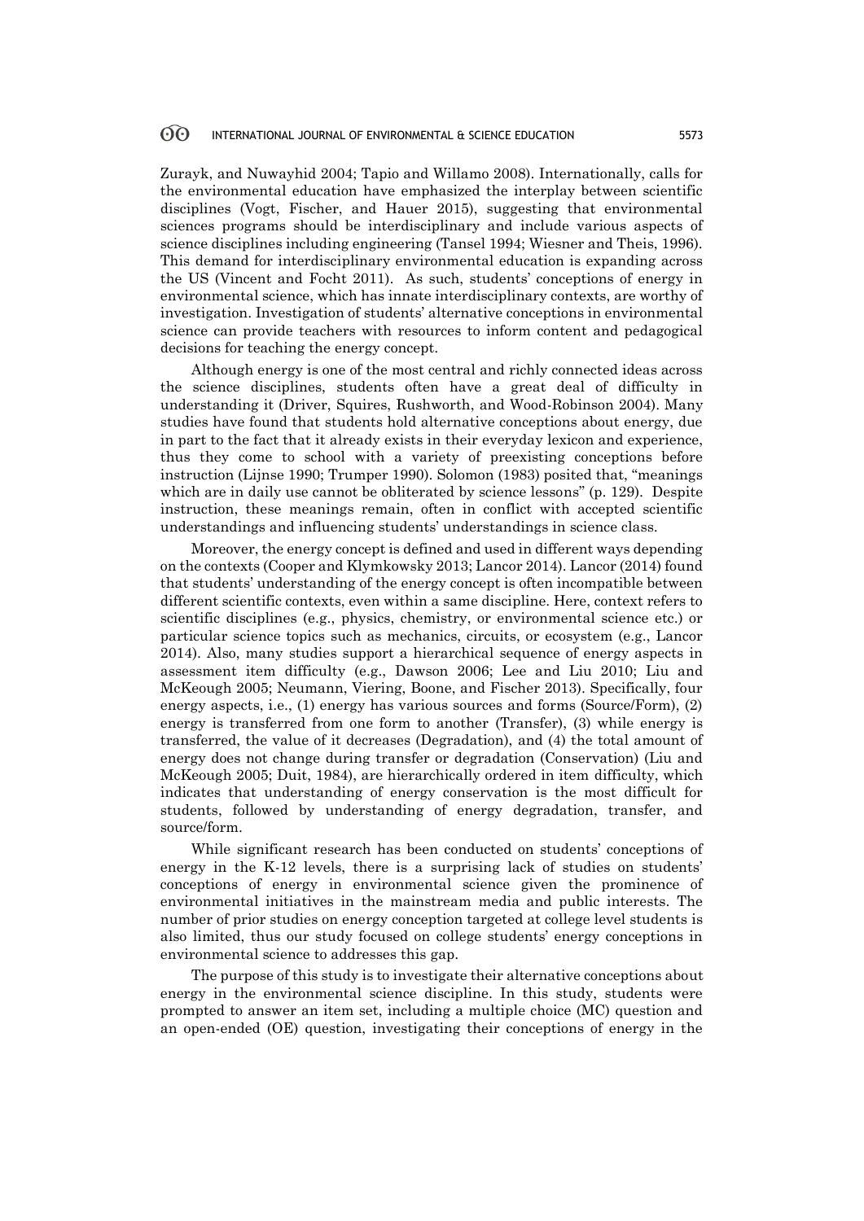Zurayk, and Nuwayhid 2004; Tapio and Willamo 2008). Internationally, calls for the environmental education have emphasized the interplay between scientific disciplines (Vogt, Fischer, and Hauer 2015), suggesting that environmental sciences programs should be interdisciplinary and include various aspects of science disciplines including engineering (Tansel 1994; Wiesner and Theis, 1996). This demand for interdisciplinary environmental education is expanding across the US (Vincent and Focht 2011). As such, students' conceptions of energy in environmental science, which has innate interdisciplinary contexts, are worthy of investigation. Investigation of students' alternative conceptions in environmental science can provide teachers with resources to inform content and pedagogical decisions for teaching the energy concept.

Although energy is one of the most central and richly connected ideas across the science disciplines, students often have a great deal of difficulty in understanding it (Driver, Squires, Rushworth, and Wood-Robinson 2004). Many studies have found that students hold alternative conceptions about energy, due in part to the fact that it already exists in their everyday lexicon and experience, thus they come to school with a variety of preexisting conceptions before instruction (Lijnse 1990; Trumper 1990). Solomon (1983) posited that, "meanings which are in daily use cannot be obliterated by science lessons" (p. 129). Despite instruction, these meanings remain, often in conflict with accepted scientific understandings and influencing students' understandings in science class.

Moreover, the energy concept is defined and used in different ways depending on the contexts (Cooper and Klymkowsky 2013; Lancor 2014). Lancor (2014) found that students' understanding of the energy concept is often incompatible between different scientific contexts, even within a same discipline. Here, context refers to scientific disciplines (e.g., physics, chemistry, or environmental science etc.) or particular science topics such as mechanics, circuits, or ecosystem (e.g., Lancor 2014). Also, many studies support a hierarchical sequence of energy aspects in assessment item difficulty (e.g., Dawson 2006; Lee and Liu 2010; Liu and McKeough 2005; Neumann, Viering, Boone, and Fischer 2013). Specifically, four energy aspects, i.e., (1) energy has various sources and forms (Source/Form), (2) energy is transferred from one form to another (Transfer), (3) while energy is transferred, the value of it decreases (Degradation), and (4) the total amount of energy does not change during transfer or degradation (Conservation) (Liu and McKeough 2005; Duit, 1984), are hierarchically ordered in item difficulty, which indicates that understanding of energy conservation is the most difficult for students, followed by understanding of energy degradation, transfer, and source/form.

While significant research has been conducted on students' conceptions of energy in the K-12 levels, there is a surprising lack of studies on students' conceptions of energy in environmental science given the prominence of environmental initiatives in the mainstream media and public interests. The number of prior studies on energy conception targeted at college level students is also limited, thus our study focused on college students' energy conceptions in environmental science to addresses this gap.

The purpose of this study is to investigate their alternative conceptions about energy in the environmental science discipline. In this study, students were prompted to answer an item set, including a multiple choice (MC) question and an open-ended (OE) question, investigating their conceptions of energy in the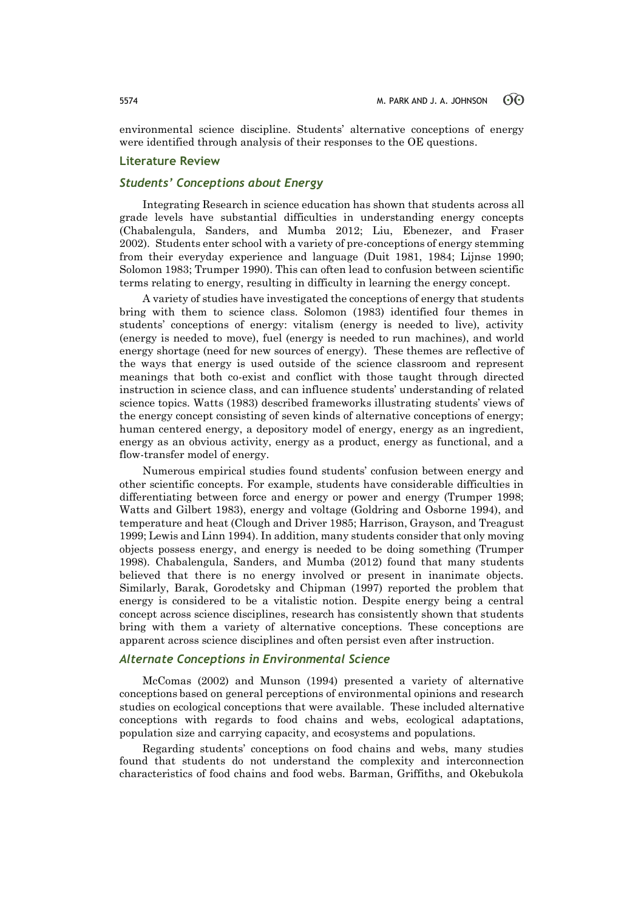environmental science discipline. Students' alternative conceptions of energy were identified through analysis of their responses to the OE questions.

## Literature Review

### *Students' Conceptions about Energy*

Integrating Research in science education has shown that students across all grade levels have substantial difficulties in understanding energy concepts (Chabalengula, Sanders, and Mumba 2012; Liu, Ebenezer, and Fraser 2002). Students enter school with a variety of pre-conceptions of energy stemming from their everyday experience and language (Duit 1981, 1984; Lijnse 1990; Solomon 1983; Trumper 1990). This can often lead to confusion between scientific terms relating to energy, resulting in difficulty in learning the energy concept.

A variety of studies have investigated the conceptions of energy that students bring with them to science class. Solomon (1983) identified four themes in students' conceptions of energy: vitalism (energy is needed to live), activity (energy is needed to move), fuel (energy is needed to run machines), and world energy shortage (need for new sources of energy). These themes are reflective of the ways that energy is used outside of the science classroom and represent meanings that both co-exist and conflict with those taught through directed instruction in science class, and can influence students' understanding of related science topics. Watts (1983) described frameworks illustrating students' views of the energy concept consisting of seven kinds of alternative conceptions of energy; human centered energy, a depository model of energy, energy as an ingredient, energy as an obvious activity, energy as a product, energy as functional, and a flow-transfer model of energy.

Numerous empirical studies found students' confusion between energy and other scientific concepts. For example, students have considerable difficulties in differentiating between force and energy or power and energy (Trumper 1998; Watts and Gilbert 1983), energy and voltage (Goldring and Osborne 1994), and temperature and heat (Clough and Driver 1985; Harrison, Grayson, and Treagust 1999; Lewis and Linn 1994). In addition, many students consider that only moving objects possess energy, and energy is needed to be doing something (Trumper 1998). Chabalengula, Sanders, and Mumba (2012) found that many students believed that there is no energy involved or present in inanimate objects. Similarly, Barak, Gorodetsky and Chipman (1997) reported the problem that energy is considered to be a vitalistic notion. Despite energy being a central concept across science disciplines, research has consistently shown that students bring with them a variety of alternative conceptions. These conceptions are apparent across science disciplines and often persist even after instruction.

### *Alternate Conceptions in Environmental Science*

McComas (2002) and Munson (1994) presented a variety of alternative conceptions based on general perceptions of environmental opinions and research studies on ecological conceptions that were available. These included alternative conceptions with regards to food chains and webs, ecological adaptations, population size and carrying capacity, and ecosystems and populations.

Regarding students' conceptions on food chains and webs, many studies found that students do not understand the complexity and interconnection characteristics of food chains and food webs. Barman, Griffiths, and Okebukola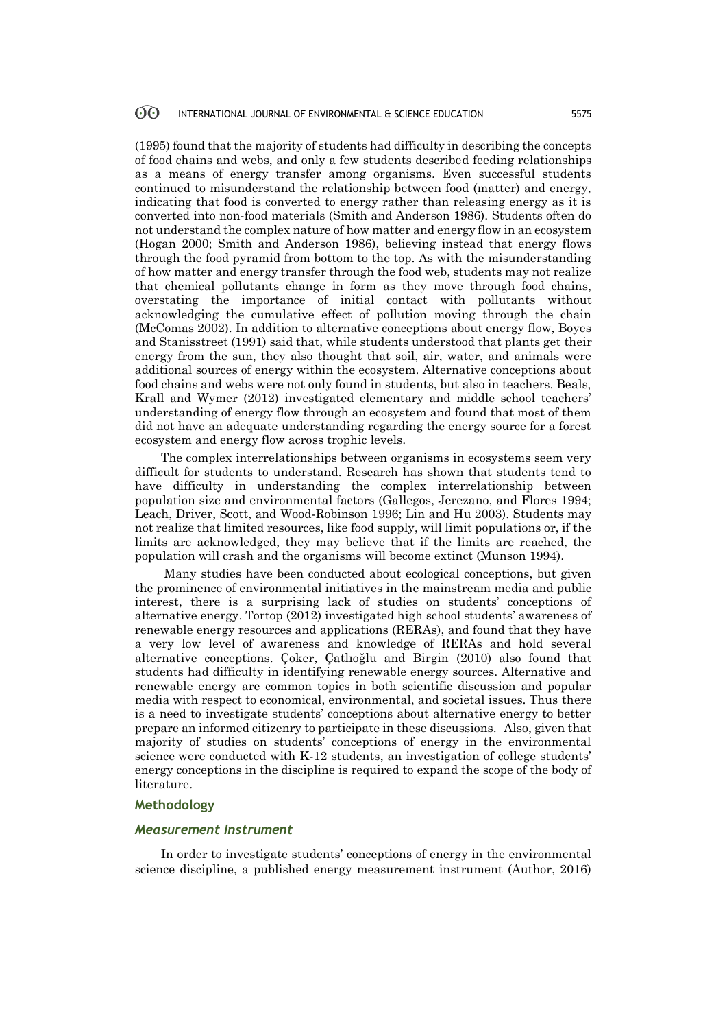(1995) found that the majority of students had difficulty in describing the concepts of food chains and webs, and only a few students described feeding relationships as a means of energy transfer among organisms. Even successful students continued to misunderstand the relationship between food (matter) and energy, indicating that food is converted to energy rather than releasing energy as it is converted into non-food materials (Smith and Anderson 1986). Students often do not understand the complex nature of how matter and energy flow in an ecosystem (Hogan 2000; Smith and Anderson 1986), believing instead that energy flows through the food pyramid from bottom to the top. As with the misunderstanding of how matter and energy transfer through the food web, students may not realize that chemical pollutants change in form as they move through food chains, overstating the importance of initial contact with pollutants without acknowledging the cumulative effect of pollution moving through the chain (McComas 2002). In addition to alternative conceptions about energy flow, Boyes and Stanisstreet (1991) said that, while students understood that plants get their energy from the sun, they also thought that soil, air, water, and animals were additional sources of energy within the ecosystem. Alternative conceptions about food chains and webs were not only found in students, but also in teachers. Beals, Krall and Wymer (2012) investigated elementary and middle school teachers' understanding of energy flow through an ecosystem and found that most of them did not have an adequate understanding regarding the energy source for a forest ecosystem and energy flow across trophic levels.

The complex interrelationships between organisms in ecosystems seem very difficult for students to understand. Research has shown that students tend to have difficulty in understanding the complex interrelationship between population size and environmental factors (Gallegos, Jerezano, and Flores 1994; Leach, Driver, Scott, and Wood-Robinson 1996; Lin and Hu 2003). Students may not realize that limited resources, like food supply, will limit populations or, if the limits are acknowledged, they may believe that if the limits are reached, the population will crash and the organisms will become extinct (Munson 1994).

Many studies have been conducted about ecological conceptions, but given the prominence of environmental initiatives in the mainstream media and public interest, there is a surprising lack of studies on students' conceptions of alternative energy. Tortop (2012) investigated high school students' awareness of renewable energy resources and applications (RERAs), and found that they have a very low level of awareness and knowledge of RERAs and hold several alternative conceptions. Çoker, Çatlıoğlu and Birgin (2010) also found that students had difficulty in identifying renewable energy sources. Alternative and renewable energy are common topics in both scientific discussion and popular media with respect to economical, environmental, and societal issues. Thus there is a need to investigate students' conceptions about alternative energy to better prepare an informed citizenry to participate in these discussions. Also, given that majority of studies on students' conceptions of energy in the environmental science were conducted with K-12 students, an investigation of college students' energy conceptions in the discipline is required to expand the scope of the body of literature.

## Methodology

### *Measurement Instrument*

In order to investigate students' conceptions of energy in the environmental science discipline, a published energy measurement instrument (Author, 2016)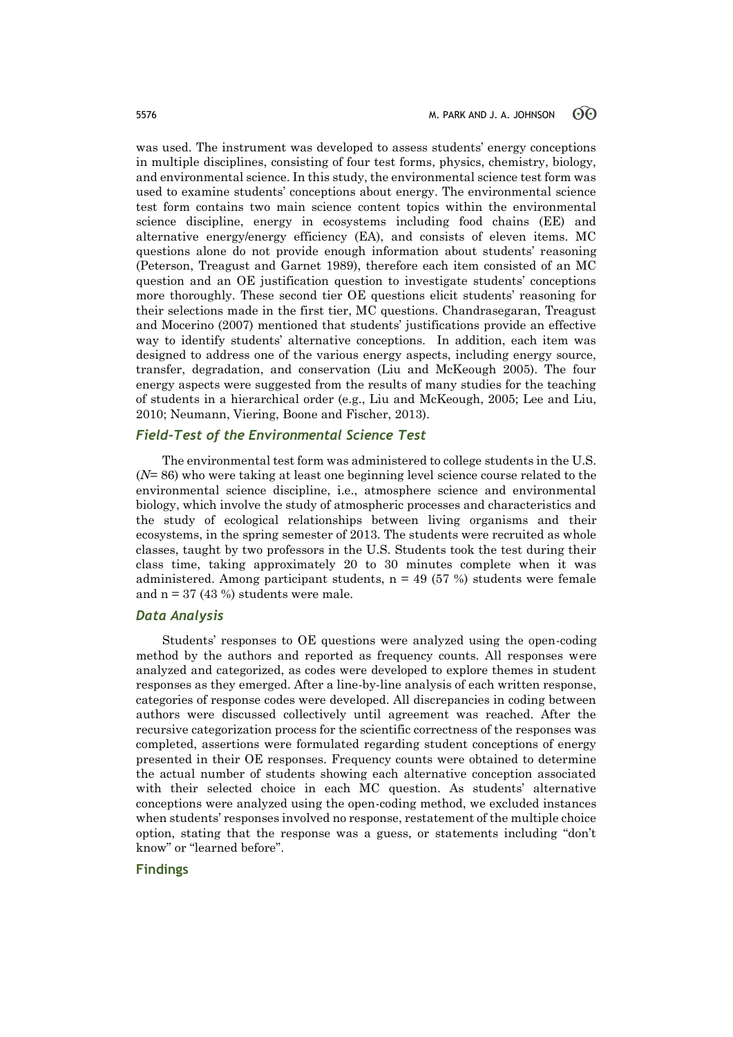was used. The instrument was developed to assess students' energy conceptions in multiple disciplines, consisting of four test forms, physics, chemistry, biology, and environmental science. In this study, the environmental science test form was used to examine students' conceptions about energy. The environmental science test form contains two main science content topics within the environmental science discipline, energy in ecosystems including food chains (EE) and alternative energy/energy efficiency (EA), and consists of eleven items. MC questions alone do not provide enough information about students' reasoning (Peterson, Treagust and Garnet 1989), therefore each item consisted of an MC question and an OE justification question to investigate students' conceptions more thoroughly. These second tier OE questions elicit students' reasoning for their selections made in the first tier, MC questions. Chandrasegaran, Treagust and Mocerino (2007) mentioned that students' justifications provide an effective way to identify students' alternative conceptions. In addition, each item was designed to address one of the various energy aspects, including energy source, transfer, degradation, and conservation (Liu and McKeough 2005). The four energy aspects were suggested from the results of many studies for the teaching of students in a hierarchical order (e.g., Liu and McKeough, 2005; Lee and Liu, 2010; Neumann, Viering, Boone and Fischer, 2013).

### *Field-Test of the Environmental Science Test*

The environmental test form was administered to college students in the U.S. ($N$= 86) who were taking at least one beginning level science course related to the environmental science discipline, i.e., atmosphere science and environmental biology, which involve the study of atmospheric processes and characteristics and the study of ecological relationships between living organisms and their ecosystems, in the spring semester of 2013. The students were recruited as whole classes, taught by two professors in the U.S. Students took the test during their class time, taking approximately 20 to 30 minutes complete when it was administered. Among participant students, n = 49 (57 %) students were female and n = 37 (43 %) students were male.

### *Data Analysis*

Students' responses to OE questions were analyzed using the open-coding method by the authors and reported as frequency counts. All responses were analyzed and categorized, as codes were developed to explore themes in student responses as they emerged. After a line-by-line analysis of each written response, categories of response codes were developed. All discrepancies in coding between authors were discussed collectively until agreement was reached. After the recursive categorization process for the scientific correctness of the responses was completed, assertions were formulated regarding student conceptions of energy presented in their OE responses. Frequency counts were obtained to determine the actual number of students showing each alternative conception associated with their selected choice in each MC question. As students' alternative conceptions were analyzed using the open-coding method, we excluded instances when students' responses involved no response, restatement of the multiple choice option, stating that the response was a guess, or statements including "don't know" or "learned before".

## Findings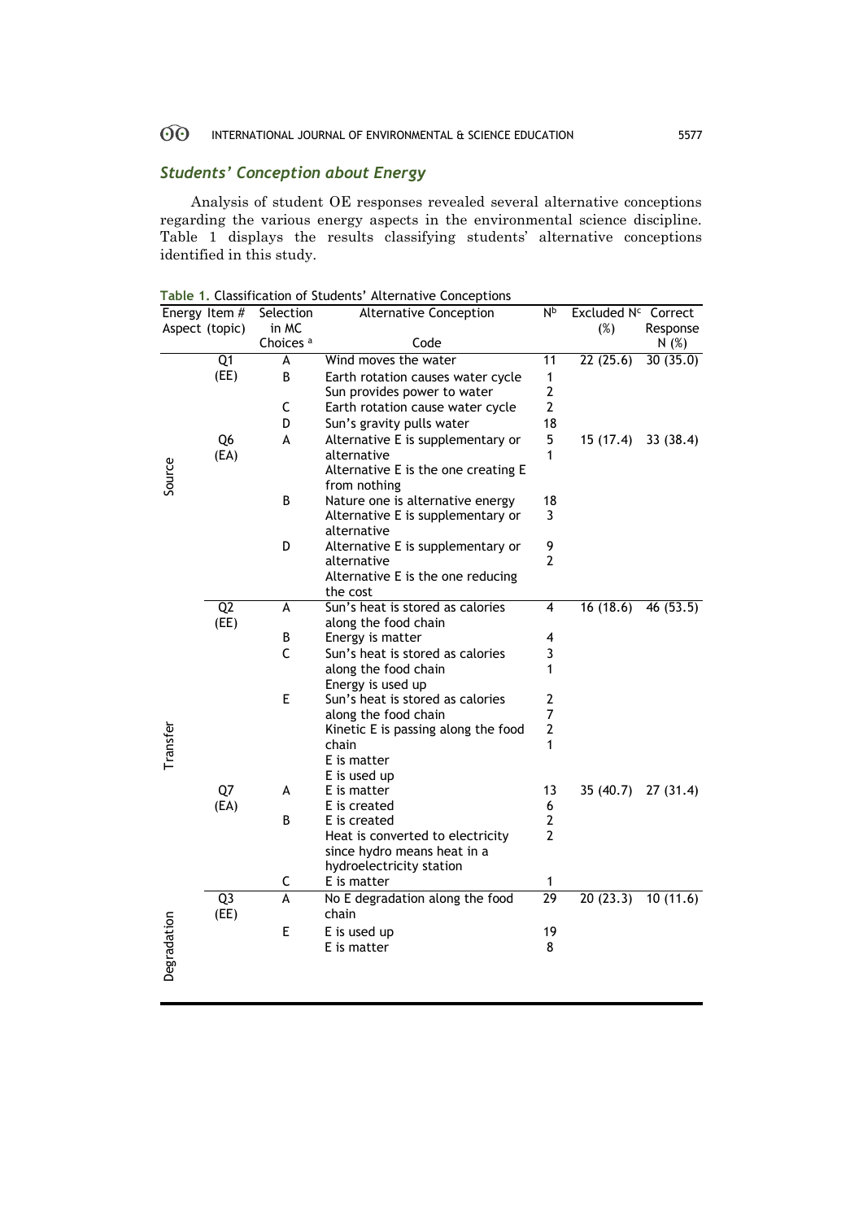## *Students' Conception about Energy*

Analysis of student OE responses revealed several alternative conceptions regarding the various energy aspects in the environmental science discipline. Table 1 displays the results classifying students' alternative conceptions identified in this study.

**Table 1.** Classification of Students' Alternative Conceptions

| Energy Aspect | Item # (topic) | Selection in MC Choices [a] | Alternative Conception Code | N[b] | Excluded N[c] (%) | Correct Response N (%) |
|---|---|---|---|---|---|---|
| Source | Q1 (EE) | A | Wind moves the water | 11 | 22 (25.6) | 30 (35.0) |
| | | B | Earth rotation causes water cycle | 1 | | |
| | | | Sun provides power to water | 2 | | |
| | | C | Earth rotation cause water cycle | 2 | | |
| | | D | Sun's gravity pulls water | 18 | | |
| | Q6 (EA) | A | Alternative E is supplementary or alternative | 5 | 15 (17.4) | 33 (38.4) |
| | | | Alternative E is the one creating E from nothing | 1 | | |
| | | B | Nature one is alternative energy | 18 | | |
| | | | Alternative E is supplementary or alternative | 3 | | |
| | | D | Alternative E is supplementary or alternative | 9 | | |
| | | | Alternative E is the one reducing the cost | 2 | | |
| Transfer | Q2 (EE) | A | Sun's heat is stored as calories along the food chain | 4 | 16 (18.6) | 46 (53.5) |
| | | B | Energy is matter | 4 | | |
| | | C | Sun's heat is stored as calories along the food chain | 3 | | |
| | | | Energy is used up | 1 | | |
| | | E | Sun's heat is stored as calories along the food chain | 2 | | |
| | | | Kinetic E is passing along the food chain | 7 | | |
| | | | E is matter | 2 | | |
| | | | E is used up | 1 | | |
| | Q7 (EA) | A | E is matter | 13 | 35 (40.7) | 27 (31.4) |
| | | | E is created | 6 | | |
| | | B | E is created | 2 | | |
| | | | Heat is converted to electricity since hydro means heat in a hydroelectricity station | 2 | | |
| | | C | E is matter | 1 | | |
| Degradation | Q3 (EE) | A | No E degradation along the food chain | 29 | 20 (23.3) | 10 (11.6) |
| | | E | E is used up | 19 | | |
| | | | E is matter | 8 | | |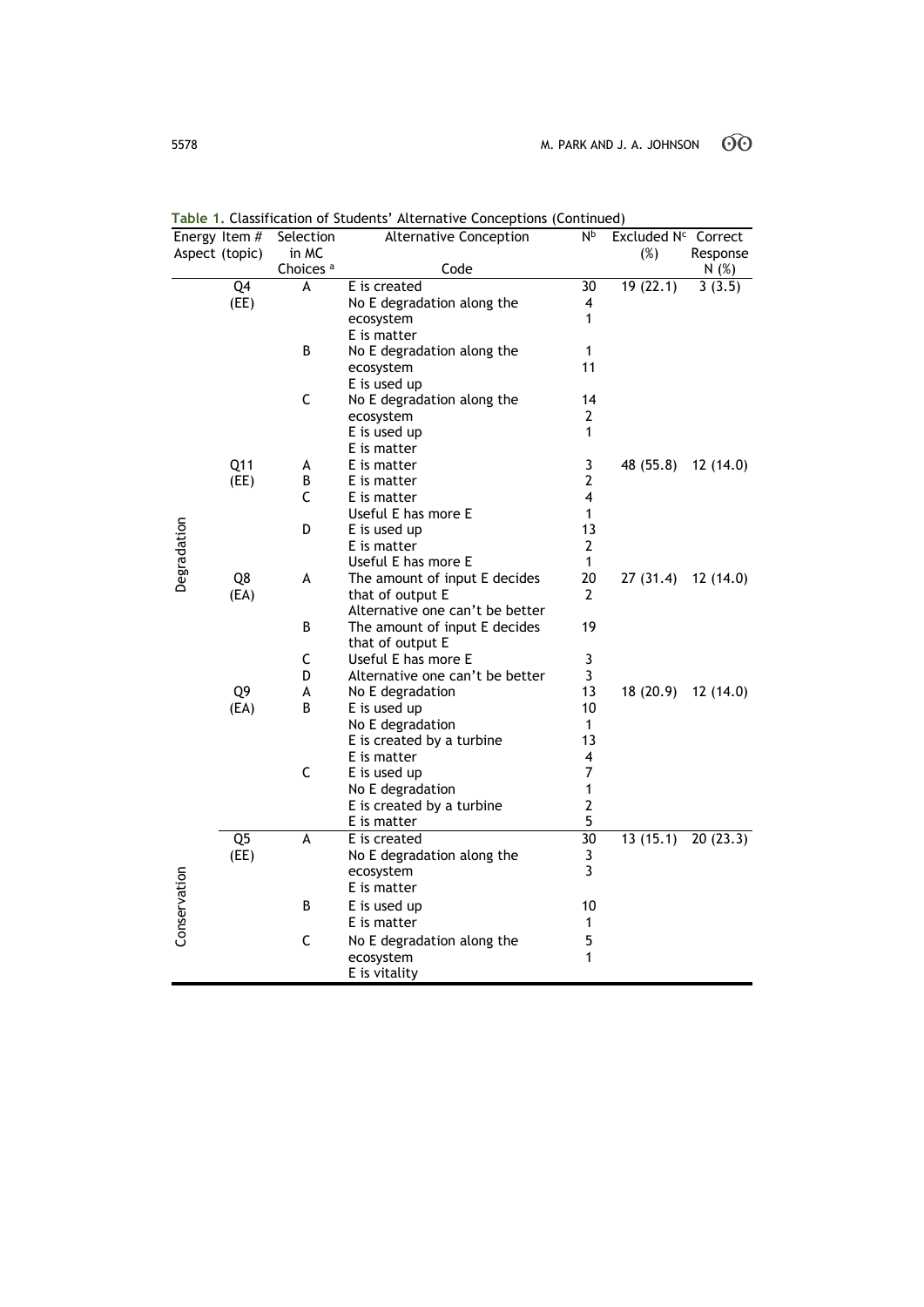**Table 1.** Classification of Students' Alternative Conceptions (Continued)

| Energy Aspect | Item # (topic) | Selection in MC Choices [a] | Alternative Conception Code | N[b] | Excluded N[c] (%) | Correct Response N (%) |
|---|---|---|---|---|---|---|
| Degradation | Q4 (EE) | A | E is created | 30 | 19 (22.1) | 3 (3.5) |
| | | | No E degradation along the ecosystem | 4 | | |
| | | | E is matter | 1 | | |
| | | B | No E degradation along the ecosystem | 1 | | |
| | | | E is used up | 11 | | |
| | | C | No E degradation along the ecosystem | 14 | | |
| | | | E is used up | 2 | | |
| | | | E is matter | 1 | | |
| | Q11 (EE) | A | E is matter | 3 | 48 (55.8) | 12 (14.0) |
| | | B | E is matter | 2 | | |
| | | C | E is matter | 4 | | |
| | | | Useful E has more E | 1 | | |
| | | D | E is used up | 13 | | |
| | | | E is matter | 2 | | |
| | | | Useful E has more E | 1 | | |
| | Q8 (EA) | A | The amount of input E decides that of output E | 20 | 27 (31.4) | 12 (14.0) |
| | | | Alternative one can't be better | 2 | | |
| | | B | The amount of input E decides that of output E | 19 | | |
| | | C | Useful E has more E | 3 | | |
| | | D | Alternative one can't be better | 3 | | |
| | Q9 (EA) | A | No E degradation | 13 | 18 (20.9) | 12 (14.0) |
| | | B | E is used up | 10 | | |
| | | | No E degradation | 1 | | |
| | | | E is created by a turbine | 13 | | |
| | | | E is matter | 4 | | |
| | | C | E is used up | 7 | | |
| | | | No E degradation | 1 | | |
| | | | E is created by a turbine | 2 | | |
| | | | E is matter | 5 | | |
| Conservation | Q5 (EE) | A | E is created | 30 | 13 (15.1) | 20 (23.3) |
| | | | No E degradation along the ecosystem | 3 | | |
| | | | E is matter | 3 | | |
| | | B | E is used up | 10 | | |
| | | | E is matter | 1 | | |
| | | C | No E degradation along the ecosystem | 5 | | |
| | | | E is vitality | 1 | | |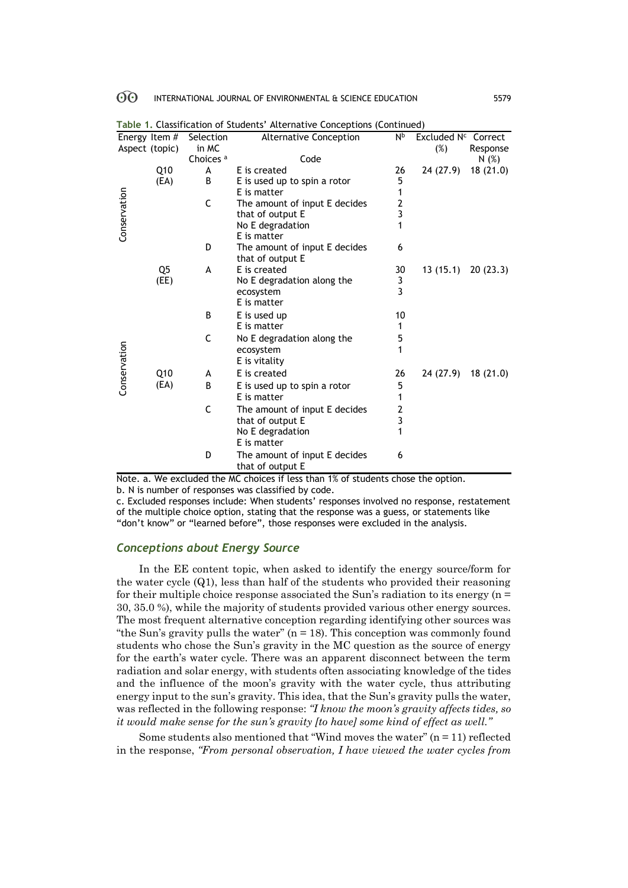**Table 1.** Classification of Students' Alternative Conceptions (Continued)

| Energy Aspect | Item # (topic) | Selection in MC Choices [a] | Alternative Conception Code | N[b] | Excluded N[c] (%) | Correct Response N (%) |
|---|---|---|---|---|---|---|
| Conservation | Q10 (EA) | A | E is created | 26 | 24 (27.9) | 18 (21.0) |
| | | B | E is used up to spin a rotor | 5 | | |
| | | | E is matter | 1 | | |
| | | C | The amount of input E decides that of output E | 2 | | |
| | | | No E degradation | 3 | | |
| | | | E is matter | 1 | | |
| | | D | The amount of input E decides that of output E | 6 | | |
| Conservation | Q5 (EE) | A | E is created | 30 | 13 (15.1) | 20 (23.3) |
| | | | No E degradation along the ecosystem | 3 | | |
| | | | E is matter | 3 | | |
| | | B | E is used up | 10 | | |
| | | | E is matter | 1 | | |
| | | C | No E degradation along the ecosystem | 5 | | |
| | | | E is vitality | 1 | | |
| | Q10 (EA) | A | E is created | 26 | 24 (27.9) | 18 (21.0) |
| | | B | E is used up to spin a rotor | 5 | | |
| | | | E is matter | 1 | | |
| | | C | The amount of input E decides that of output E | 2 | | |
| | | | No E degradation | 3 | | |
| | | | E is matter | 1 | | |
| | | D | The amount of input E decides that of output E | 6 | | |

Note. a. We excluded the MC choices if less than 1% of students chose the option.
b. N is number of responses was classified by code.
c. Excluded responses include: When students' responses involved no response, restatement of the multiple choice option, stating that the response was a guess, or statements like "don't know" or "learned before", those responses were excluded in the analysis.

### *Conceptions about Energy Source*

In the EE content topic, when asked to identify the energy source/form for the water cycle (Q1), less than half of the students who provided their reasoning for their multiple choice response associated the Sun's radiation to its energy (n = 30, 35.0 %), while the majority of students provided various other energy sources. The most frequent alternative conception regarding identifying other sources was "the Sun's gravity pulls the water" (n = 18). This conception was commonly found students who chose the Sun's gravity in the MC question as the source of energy for the earth's water cycle. There was an apparent disconnect between the term radiation and solar energy, with students often associating knowledge of the tides and the influence of the moon's gravity with the water cycle, thus attributing energy input to the sun's gravity. This idea, that the Sun's gravity pulls the water, was reflected in the following response: *"I know the moon's gravity affects tides, so it would make sense for the sun's gravity [to have] some kind of effect as well."*

Some students also mentioned that "Wind moves the water" (n = 11) reflected in the response, *"From personal observation, I have viewed the water cycles from*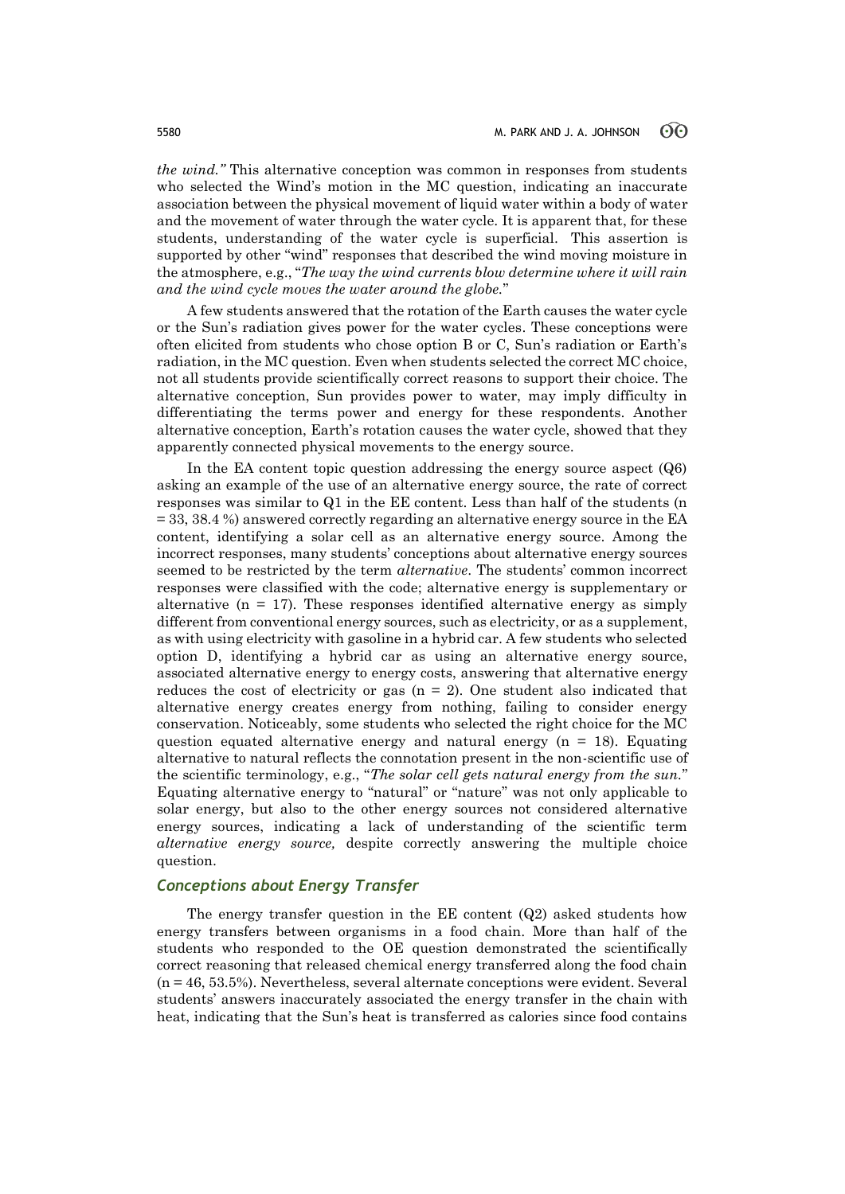*the wind."* This alternative conception was common in responses from students who selected the Wind's motion in the MC question, indicating an inaccurate association between the physical movement of liquid water within a body of water and the movement of water through the water cycle. It is apparent that, for these students, understanding of the water cycle is superficial. This assertion is supported by other "wind" responses that described the wind moving moisture in the atmosphere, e.g., "*The way the wind currents blow determine where it will rain and the wind cycle moves the water around the globe.*"

A few students answered that the rotation of the Earth causes the water cycle or the Sun's radiation gives power for the water cycles. These conceptions were often elicited from students who chose option B or C, Sun's radiation or Earth's radiation, in the MC question. Even when students selected the correct MC choice, not all students provide scientifically correct reasons to support their choice. The alternative conception, Sun provides power to water, may imply difficulty in differentiating the terms power and energy for these respondents. Another alternative conception, Earth's rotation causes the water cycle, showed that they apparently connected physical movements to the energy source.

In the EA content topic question addressing the energy source aspect (Q6) asking an example of the use of an alternative energy source, the rate of correct responses was similar to Q1 in the EE content. Less than half of the students (n = 33, 38.4 %) answered correctly regarding an alternative energy source in the EA content, identifying a solar cell as an alternative energy source. Among the incorrect responses, many students' conceptions about alternative energy sources seemed to be restricted by the term *alternative*. The students' common incorrect responses were classified with the code; alternative energy is supplementary or alternative (n = 17). These responses identified alternative energy as simply different from conventional energy sources, such as electricity, or as a supplement, as with using electricity with gasoline in a hybrid car. A few students who selected option D, identifying a hybrid car as using an alternative energy source, associated alternative energy to energy costs, answering that alternative energy reduces the cost of electricity or gas (n = 2). One student also indicated that alternative energy creates energy from nothing, failing to consider energy conservation. Noticeably, some students who selected the right choice for the MC question equated alternative energy and natural energy (n = 18). Equating alternative to natural reflects the connotation present in the non-scientific use of the scientific terminology, e.g., "*The solar cell gets natural energy from the sun.*" Equating alternative energy to "natural" or "nature" was not only applicable to solar energy, but also to the other energy sources not considered alternative energy sources, indicating a lack of understanding of the scientific term *alternative energy source,* despite correctly answering the multiple choice question.

### *Conceptions about Energy Transfer*

The energy transfer question in the EE content (Q2) asked students how energy transfers between organisms in a food chain. More than half of the students who responded to the OE question demonstrated the scientifically correct reasoning that released chemical energy transferred along the food chain (n = 46, 53.5%). Nevertheless, several alternate conceptions were evident. Several students' answers inaccurately associated the energy transfer in the chain with heat, indicating that the Sun's heat is transferred as calories since food contains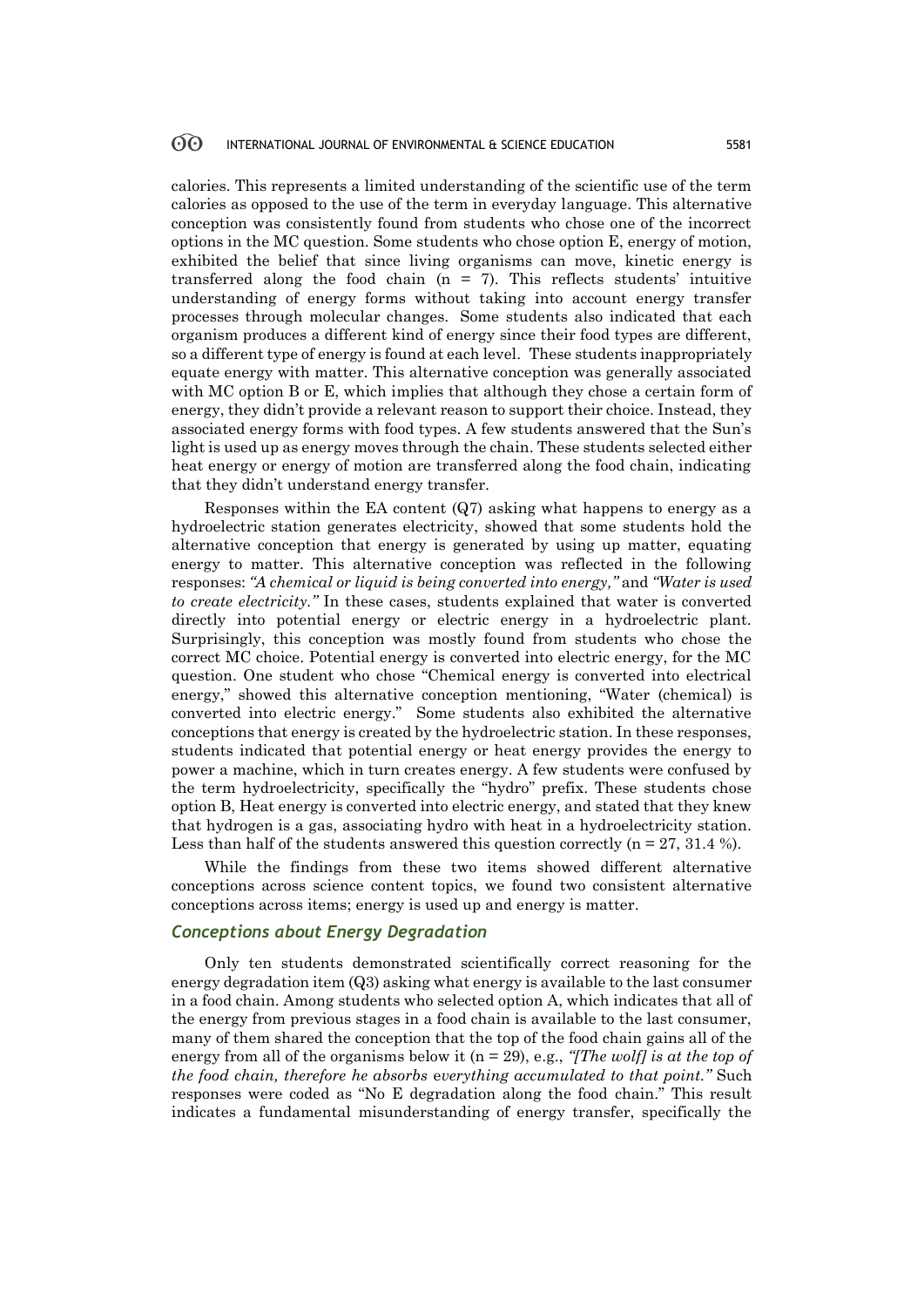calories. This represents a limited understanding of the scientific use of the term calories as opposed to the use of the term in everyday language. This alternative conception was consistently found from students who chose one of the incorrect options in the MC question. Some students who chose option E, energy of motion, exhibited the belief that since living organisms can move, kinetic energy is transferred along the food chain (n = 7). This reflects students' intuitive understanding of energy forms without taking into account energy transfer processes through molecular changes. Some students also indicated that each organism produces a different kind of energy since their food types are different, so a different type of energy is found at each level. These students inappropriately equate energy with matter. This alternative conception was generally associated with MC option B or E, which implies that although they chose a certain form of energy, they didn't provide a relevant reason to support their choice. Instead, they associated energy forms with food types. A few students answered that the Sun's light is used up as energy moves through the chain. These students selected either heat energy or energy of motion are transferred along the food chain, indicating that they didn't understand energy transfer.

Responses within the EA content (Q7) asking what happens to energy as a hydroelectric station generates electricity, showed that some students hold the alternative conception that energy is generated by using up matter, equating energy to matter. This alternative conception was reflected in the following responses: *"A chemical or liquid is being converted into energy,"* and *"Water is used to create electricity."* In these cases, students explained that water is converted directly into potential energy or electric energy in a hydroelectric plant. Surprisingly, this conception was mostly found from students who chose the correct MC choice. Potential energy is converted into electric energy, for the MC question. One student who chose "Chemical energy is converted into electrical energy," showed this alternative conception mentioning, "Water (chemical) is converted into electric energy." Some students also exhibited the alternative conceptions that energy is created by the hydroelectric station. In these responses, students indicated that potential energy or heat energy provides the energy to power a machine, which in turn creates energy. A few students were confused by the term hydroelectricity, specifically the "hydro" prefix. These students chose option B, Heat energy is converted into electric energy, and stated that they knew that hydrogen is a gas, associating hydro with heat in a hydroelectricity station. Less than half of the students answered this question correctly (n = 27, 31.4 %).

While the findings from these two items showed different alternative conceptions across science content topics, we found two consistent alternative conceptions across items; energy is used up and energy is matter.

### *Conceptions about Energy Degradation*

Only ten students demonstrated scientifically correct reasoning for the energy degradation item (Q3) asking what energy is available to the last consumer in a food chain. Among students who selected option A, which indicates that all of the energy from previous stages in a food chain is available to the last consumer, many of them shared the conception that the top of the food chain gains all of the energy from all of the organisms below it (n = 29), e.g., *"[The wolf] is at the top of the food chain, therefore he absorbs everything accumulated to that point."* Such responses were coded as "No E degradation along the food chain." This result indicates a fundamental misunderstanding of energy transfer, specifically the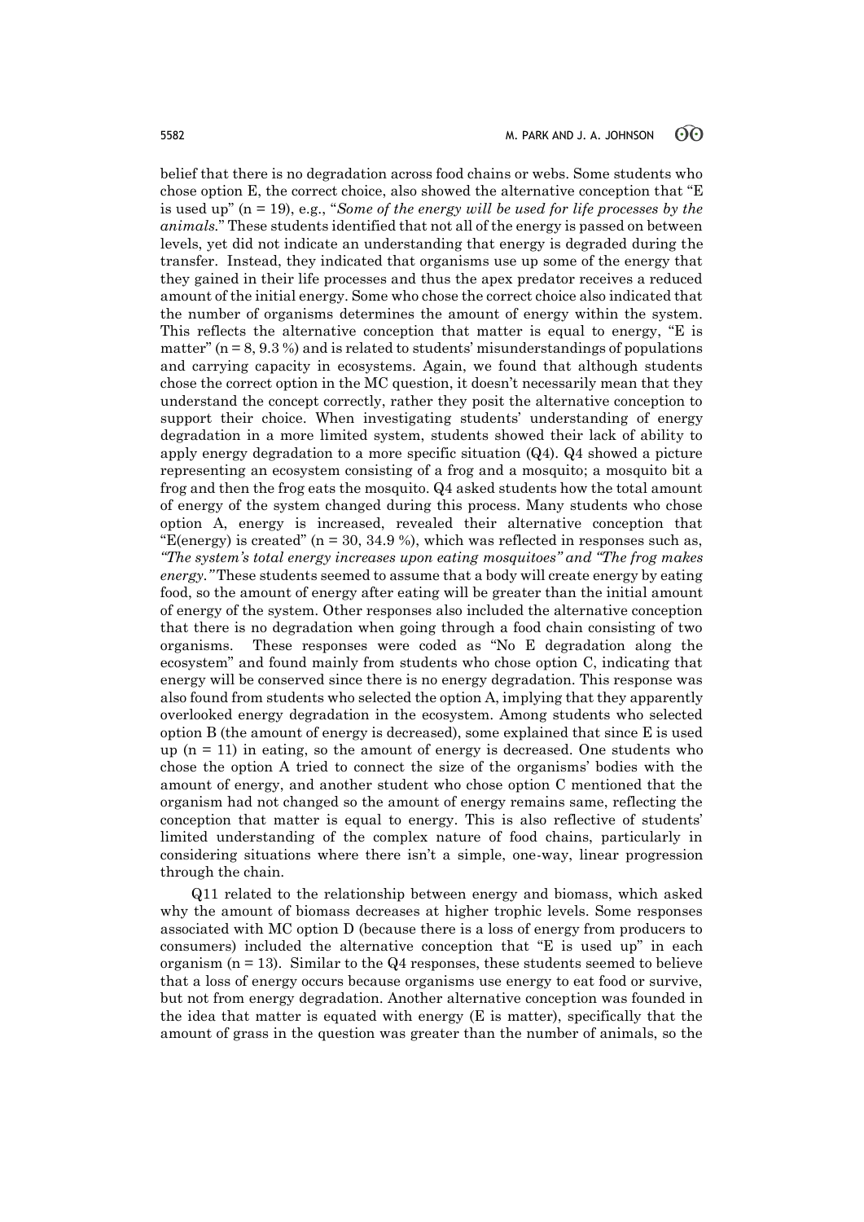belief that there is no degradation across food chains or webs. Some students who chose option E, the correct choice, also showed the alternative conception that "E is used up" (n = 19), e.g., "*Some of the energy will be used for life processes by the animals.*" These students identified that not all of the energy is passed on between levels, yet did not indicate an understanding that energy is degraded during the transfer. Instead, they indicated that organisms use up some of the energy that they gained in their life processes and thus the apex predator receives a reduced amount of the initial energy. Some who chose the correct choice also indicated that the number of organisms determines the amount of energy within the system. This reflects the alternative conception that matter is equal to energy, "E is matter" (n = 8, 9.3 %) and is related to students' misunderstandings of populations and carrying capacity in ecosystems. Again, we found that although students chose the correct option in the MC question, it doesn't necessarily mean that they understand the concept correctly, rather they posit the alternative conception to support their choice. When investigating students' understanding of energy degradation in a more limited system, students showed their lack of ability to apply energy degradation to a more specific situation (Q4). Q4 showed a picture representing an ecosystem consisting of a frog and a mosquito; a mosquito bit a frog and then the frog eats the mosquito. Q4 asked students how the total amount of energy of the system changed during this process. Many students who chose option A, energy is increased, revealed their alternative conception that "E(energy) is created" (n = 30, 34.9 %), which was reflected in responses such as, *"The system's total energy increases upon eating mosquitoes" and "The frog makes energy."* These students seemed to assume that a body will create energy by eating food, so the amount of energy after eating will be greater than the initial amount of energy of the system. Other responses also included the alternative conception that there is no degradation when going through a food chain consisting of two organisms. These responses were coded as "No E degradation along the ecosystem" and found mainly from students who chose option C, indicating that energy will be conserved since there is no energy degradation. This response was also found from students who selected the option A, implying that they apparently overlooked energy degradation in the ecosystem. Among students who selected option B (the amount of energy is decreased), some explained that since E is used up (n = 11) in eating, so the amount of energy is decreased. One students who chose the option A tried to connect the size of the organisms' bodies with the amount of energy, and another student who chose option C mentioned that the organism had not changed so the amount of energy remains same, reflecting the conception that matter is equal to energy. This is also reflective of students' limited understanding of the complex nature of food chains, particularly in considering situations where there isn't a simple, one-way, linear progression through the chain.

Q11 related to the relationship between energy and biomass, which asked why the amount of biomass decreases at higher trophic levels. Some responses associated with MC option D (because there is a loss of energy from producers to consumers) included the alternative conception that "E is used up" in each organism (n = 13). Similar to the Q4 responses, these students seemed to believe that a loss of energy occurs because organisms use energy to eat food or survive, but not from energy degradation. Another alternative conception was founded in the idea that matter is equated with energy (E is matter), specifically that the amount of grass in the question was greater than the number of animals, so the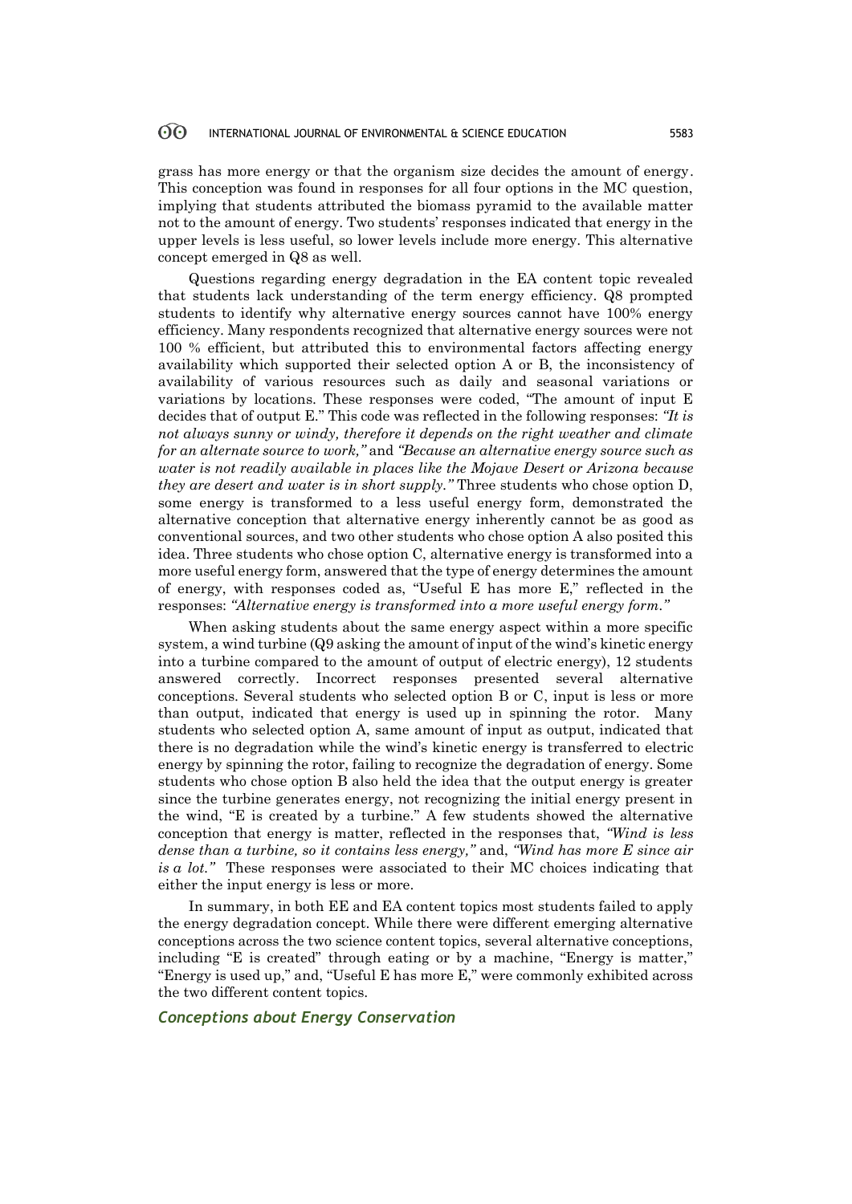grass has more energy or that the organism size decides the amount of energy. This conception was found in responses for all four options in the MC question, implying that students attributed the biomass pyramid to the available matter not to the amount of energy. Two students' responses indicated that energy in the upper levels is less useful, so lower levels include more energy. This alternative concept emerged in Q8 as well.

Questions regarding energy degradation in the EA content topic revealed that students lack understanding of the term energy efficiency. Q8 prompted students to identify why alternative energy sources cannot have 100% energy efficiency. Many respondents recognized that alternative energy sources were not 100 % efficient, but attributed this to environmental factors affecting energy availability which supported their selected option A or B, the inconsistency of availability of various resources such as daily and seasonal variations or variations by locations. These responses were coded, "The amount of input E decides that of output E." This code was reflected in the following responses: *"It is not always sunny or windy, therefore it depends on the right weather and climate for an alternate source to work,"* and *"Because an alternative energy source such as water is not readily available in places like the Mojave Desert or Arizona because they are desert and water is in short supply."* Three students who chose option D, some energy is transformed to a less useful energy form, demonstrated the alternative conception that alternative energy inherently cannot be as good as conventional sources, and two other students who chose option A also posited this idea. Three students who chose option C, alternative energy is transformed into a more useful energy form, answered that the type of energy determines the amount of energy, with responses coded as, "Useful E has more E," reflected in the responses: *"Alternative energy is transformed into a more useful energy form."*

When asking students about the same energy aspect within a more specific system, a wind turbine (Q9 asking the amount of input of the wind's kinetic energy into a turbine compared to the amount of output of electric energy), 12 students answered correctly. Incorrect responses presented several alternative conceptions. Several students who selected option B or C, input is less or more than output, indicated that energy is used up in spinning the rotor. Many students who selected option A, same amount of input as output, indicated that there is no degradation while the wind's kinetic energy is transferred to electric energy by spinning the rotor, failing to recognize the degradation of energy. Some students who chose option B also held the idea that the output energy is greater since the turbine generates energy, not recognizing the initial energy present in the wind, "E is created by a turbine." A few students showed the alternative conception that energy is matter, reflected in the responses that, *"Wind is less dense than a turbine, so it contains less energy,"* and, *"Wind has more E since air is a lot."* These responses were associated to their MC choices indicating that either the input energy is less or more.

In summary, in both EE and EA content topics most students failed to apply the energy degradation concept. While there were different emerging alternative conceptions across the two science content topics, several alternative conceptions, including "E is created" through eating or by a machine, "Energy is matter," "Energy is used up," and, "Useful E has more E," were commonly exhibited across the two different content topics.

### *Conceptions about Energy Conservation*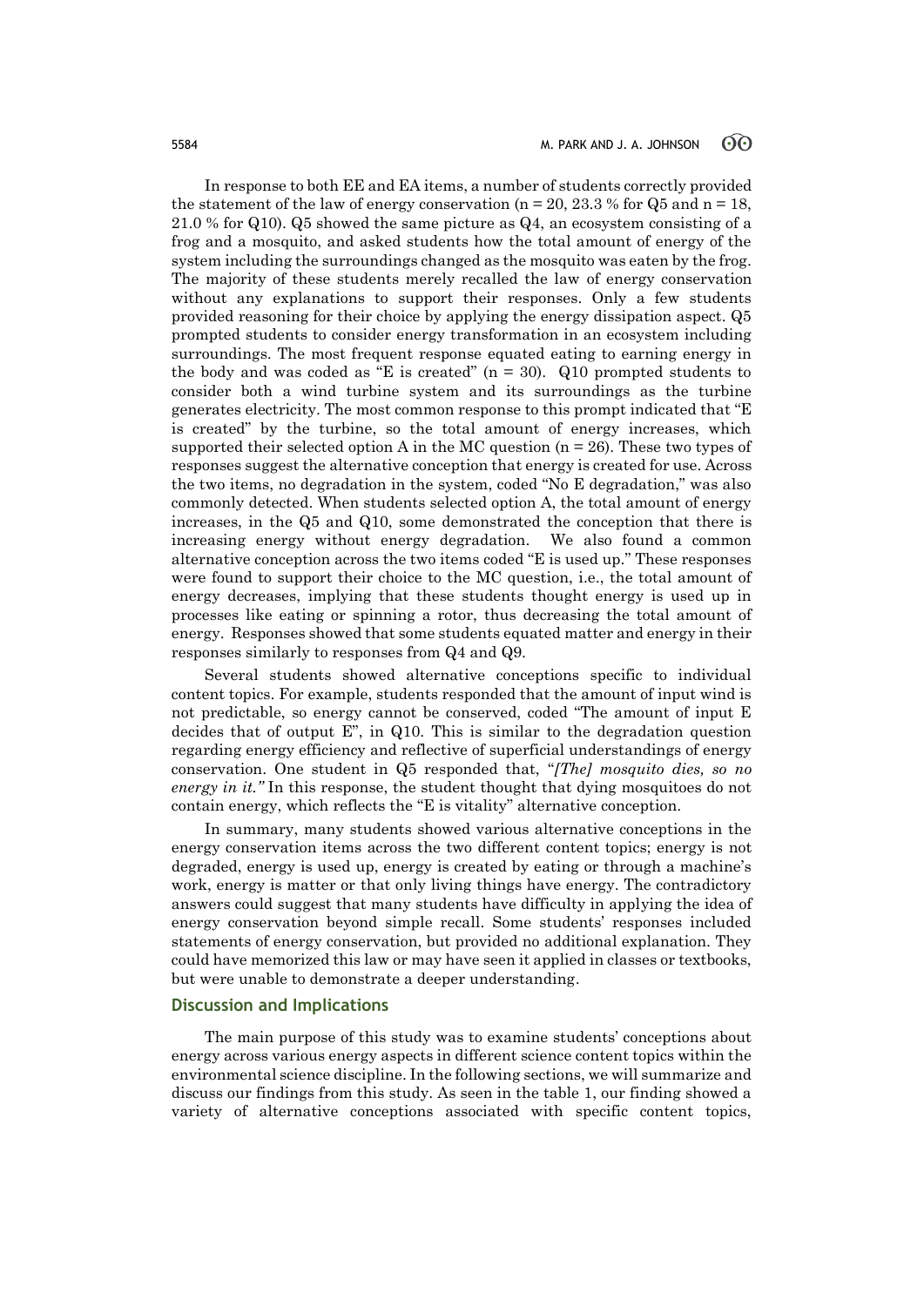In response to both EE and EA items, a number of students correctly provided the statement of the law of energy conservation (n = 20, 23.3 % for Q5 and n = 18, 21.0 % for Q10). Q5 showed the same picture as Q4, an ecosystem consisting of a frog and a mosquito, and asked students how the total amount of energy of the system including the surroundings changed as the mosquito was eaten by the frog. The majority of these students merely recalled the law of energy conservation without any explanations to support their responses. Only a few students provided reasoning for their choice by applying the energy dissipation aspect. Q5 prompted students to consider energy transformation in an ecosystem including surroundings. The most frequent response equated eating to earning energy in the body and was coded as "E is created" (n = 30). Q10 prompted students to consider both a wind turbine system and its surroundings as the turbine generates electricity. The most common response to this prompt indicated that "E is created" by the turbine, so the total amount of energy increases, which supported their selected option A in the MC question (n = 26). These two types of responses suggest the alternative conception that energy is created for use. Across the two items, no degradation in the system, coded "No E degradation," was also commonly detected. When students selected option A, the total amount of energy increases, in the Q5 and Q10, some demonstrated the conception that there is increasing energy without energy degradation. We also found a common alternative conception across the two items coded "E is used up." These responses were found to support their choice to the MC question, i.e., the total amount of energy decreases, implying that these students thought energy is used up in processes like eating or spinning a rotor, thus decreasing the total amount of energy. Responses showed that some students equated matter and energy in their responses similarly to responses from Q4 and Q9.

Several students showed alternative conceptions specific to individual content topics. For example, students responded that the amount of input wind is not predictable, so energy cannot be conserved, coded "The amount of input E decides that of output E", in Q10. This is similar to the degradation question regarding energy efficiency and reflective of superficial understandings of energy conservation. One student in Q5 responded that, "*[The] mosquito dies, so no energy in it.*" In this response, the student thought that dying mosquitoes do not contain energy, which reflects the "E is vitality" alternative conception.

In summary, many students showed various alternative conceptions in the energy conservation items across the two different content topics; energy is not degraded, energy is used up, energy is created by eating or through a machine's work, energy is matter or that only living things have energy. The contradictory answers could suggest that many students have difficulty in applying the idea of energy conservation beyond simple recall. Some students' responses included statements of energy conservation, but provided no additional explanation. They could have memorized this law or may have seen it applied in classes or textbooks, but were unable to demonstrate a deeper understanding.

## Discussion and Implications

The main purpose of this study was to examine students' conceptions about energy across various energy aspects in different science content topics within the environmental science discipline. In the following sections, we will summarize and discuss our findings from this study. As seen in the table 1, our finding showed a variety of alternative conceptions associated with specific content topics,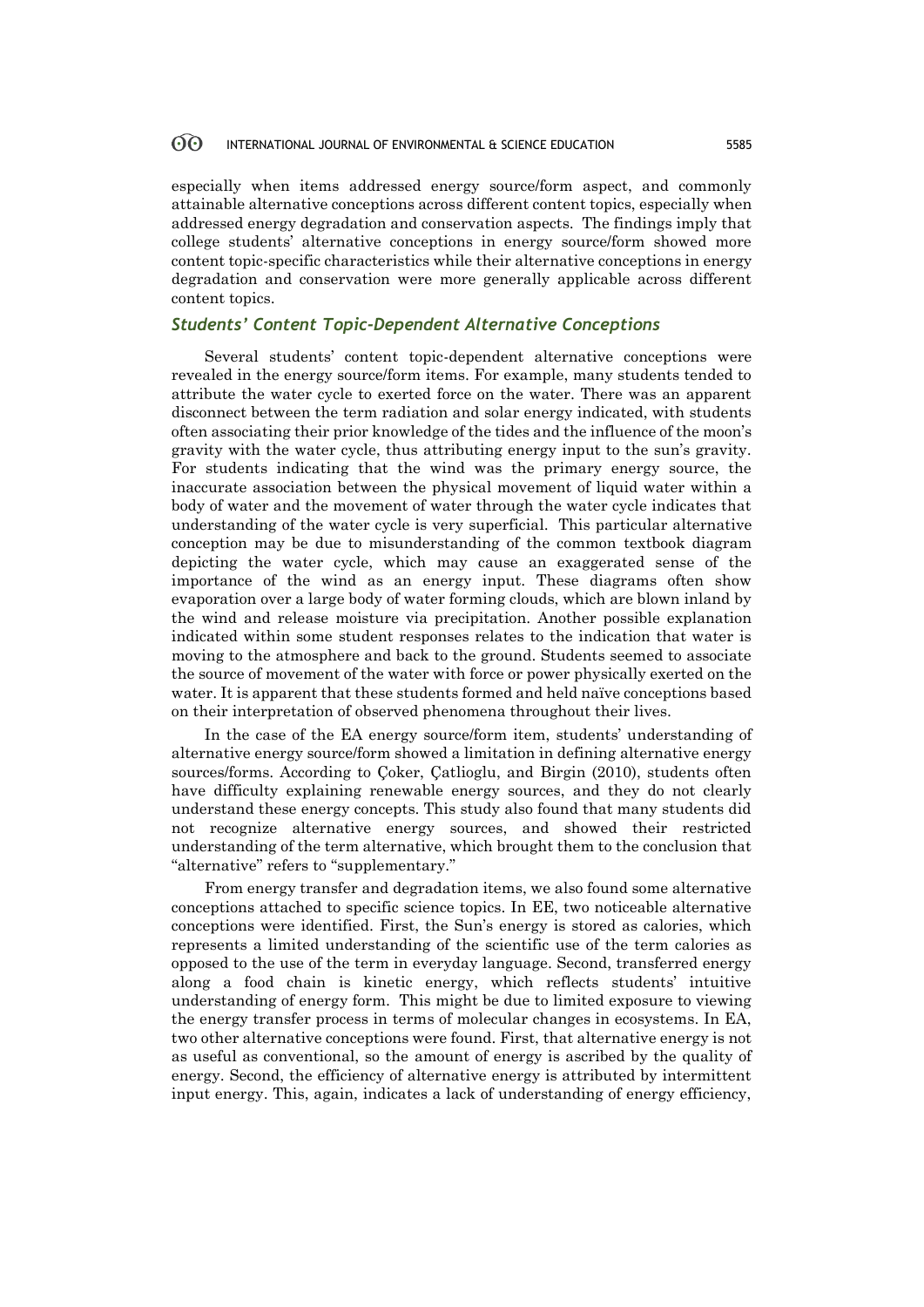especially when items addressed energy source/form aspect, and commonly attainable alternative conceptions across different content topics, especially when addressed energy degradation and conservation aspects. The findings imply that college students' alternative conceptions in energy source/form showed more content topic-specific characteristics while their alternative conceptions in energy degradation and conservation were more generally applicable across different content topics.

### *Students' Content Topic-Dependent Alternative Conceptions*

Several students' content topic-dependent alternative conceptions were revealed in the energy source/form items. For example, many students tended to attribute the water cycle to exerted force on the water. There was an apparent disconnect between the term radiation and solar energy indicated, with students often associating their prior knowledge of the tides and the influence of the moon's gravity with the water cycle, thus attributing energy input to the sun's gravity. For students indicating that the wind was the primary energy source, the inaccurate association between the physical movement of liquid water within a body of water and the movement of water through the water cycle indicates that understanding of the water cycle is very superficial. This particular alternative conception may be due to misunderstanding of the common textbook diagram depicting the water cycle, which may cause an exaggerated sense of the importance of the wind as an energy input. These diagrams often show evaporation over a large body of water forming clouds, which are blown inland by the wind and release moisture via precipitation. Another possible explanation indicated within some student responses relates to the indication that water is moving to the atmosphere and back to the ground. Students seemed to associate the source of movement of the water with force or power physically exerted on the water. It is apparent that these students formed and held naïve conceptions based on their interpretation of observed phenomena throughout their lives.

In the case of the EA energy source/form item, students' understanding of alternative energy source/form showed a limitation in defining alternative energy sources/forms. According to Çoker, Çatlioglu, and Birgin (2010), students often have difficulty explaining renewable energy sources, and they do not clearly understand these energy concepts. This study also found that many students did not recognize alternative energy sources, and showed their restricted understanding of the term alternative, which brought them to the conclusion that "alternative" refers to "supplementary."

From energy transfer and degradation items, we also found some alternative conceptions attached to specific science topics. In EE, two noticeable alternative conceptions were identified. First, the Sun's energy is stored as calories, which represents a limited understanding of the scientific use of the term calories as opposed to the use of the term in everyday language. Second, transferred energy along a food chain is kinetic energy, which reflects students' intuitive understanding of energy form. This might be due to limited exposure to viewing the energy transfer process in terms of molecular changes in ecosystems. In EA, two other alternative conceptions were found. First, that alternative energy is not as useful as conventional, so the amount of energy is ascribed by the quality of energy. Second, the efficiency of alternative energy is attributed by intermittent input energy. This, again, indicates a lack of understanding of energy efficiency,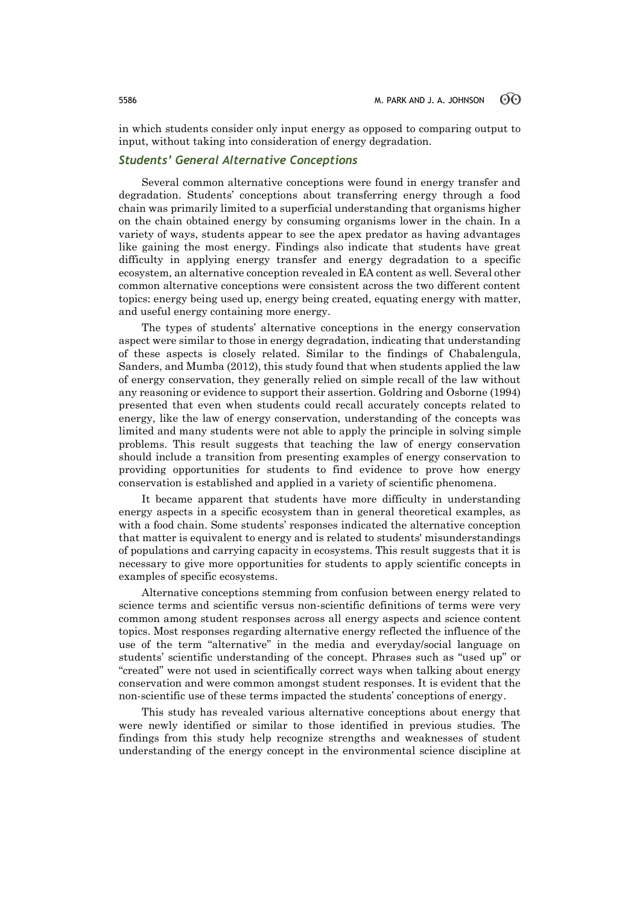in which students consider only input energy as opposed to comparing output to input, without taking into consideration of energy degradation.

### *Students' General Alternative Conceptions*

Several common alternative conceptions were found in energy transfer and degradation. Students' conceptions about transferring energy through a food chain was primarily limited to a superficial understanding that organisms higher on the chain obtained energy by consuming organisms lower in the chain. In a variety of ways, students appear to see the apex predator as having advantages like gaining the most energy. Findings also indicate that students have great difficulty in applying energy transfer and energy degradation to a specific ecosystem, an alternative conception revealed in EA content as well. Several other common alternative conceptions were consistent across the two different content topics: energy being used up, energy being created, equating energy with matter, and useful energy containing more energy.

The types of students' alternative conceptions in the energy conservation aspect were similar to those in energy degradation, indicating that understanding of these aspects is closely related. Similar to the findings of Chabalengula, Sanders, and Mumba (2012), this study found that when students applied the law of energy conservation, they generally relied on simple recall of the law without any reasoning or evidence to support their assertion. Goldring and Osborne (1994) presented that even when students could recall accurately concepts related to energy, like the law of energy conservation, understanding of the concepts was limited and many students were not able to apply the principle in solving simple problems. This result suggests that teaching the law of energy conservation should include a transition from presenting examples of energy conservation to providing opportunities for students to find evidence to prove how energy conservation is established and applied in a variety of scientific phenomena.

It became apparent that students have more difficulty in understanding energy aspects in a specific ecosystem than in general theoretical examples, as with a food chain. Some students' responses indicated the alternative conception that matter is equivalent to energy and is related to students' misunderstandings of populations and carrying capacity in ecosystems. This result suggests that it is necessary to give more opportunities for students to apply scientific concepts in examples of specific ecosystems.

Alternative conceptions stemming from confusion between energy related to science terms and scientific versus non-scientific definitions of terms were very common among student responses across all energy aspects and science content topics. Most responses regarding alternative energy reflected the influence of the use of the term "alternative" in the media and everyday/social language on students' scientific understanding of the concept. Phrases such as "used up" or "created" were not used in scientifically correct ways when talking about energy conservation and were common amongst student responses. It is evident that the non-scientific use of these terms impacted the students' conceptions of energy.

This study has revealed various alternative conceptions about energy that were newly identified or similar to those identified in previous studies. The findings from this study help recognize strengths and weaknesses of student understanding of the energy concept in the environmental science discipline at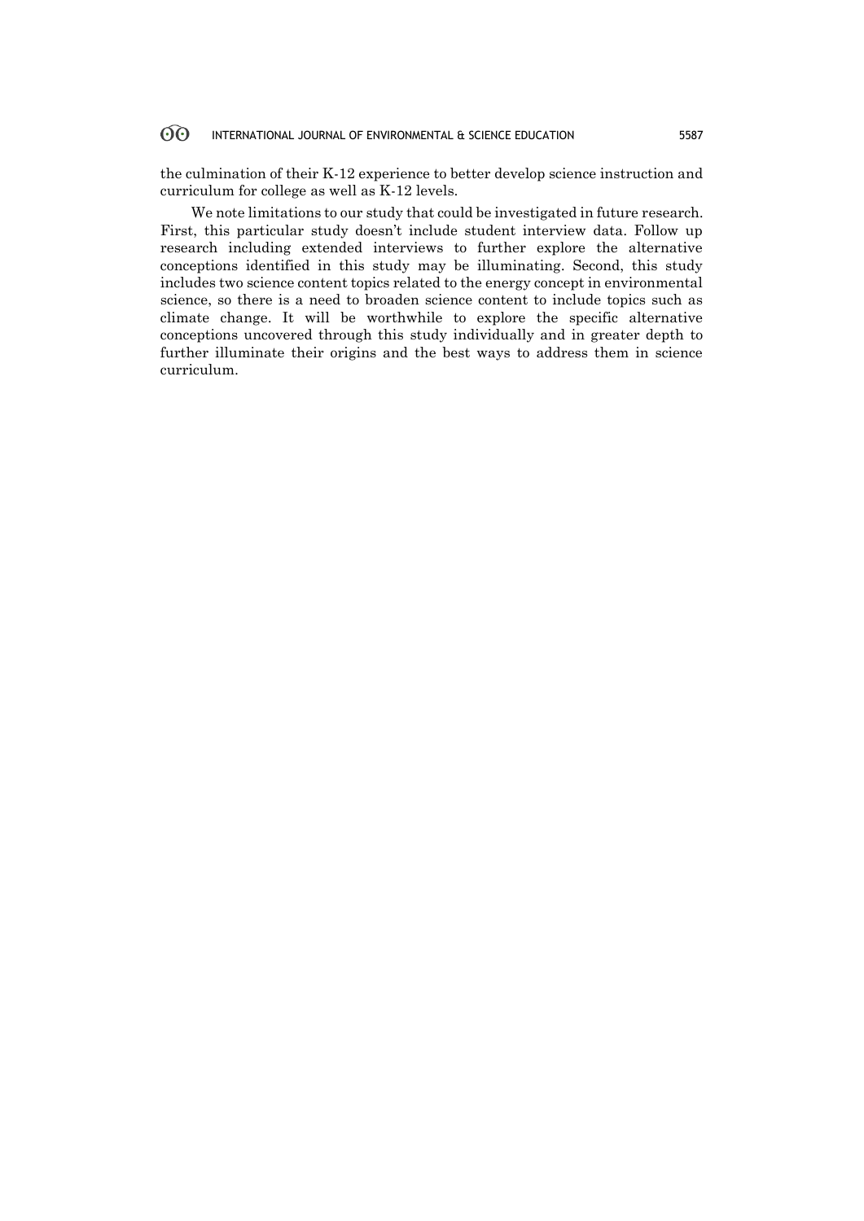the culmination of their K-12 experience to better develop science instruction and curriculum for college as well as K-12 levels.

We note limitations to our study that could be investigated in future research. First, this particular study doesn't include student interview data. Follow up research including extended interviews to further explore the alternative conceptions identified in this study may be illuminating. Second, this study includes two science content topics related to the energy concept in environmental science, so there is a need to broaden science content to include topics such as climate change. It will be worthwhile to explore the specific alternative conceptions uncovered through this study individually and in greater depth to further illuminate their origins and the best ways to address them in science curriculum.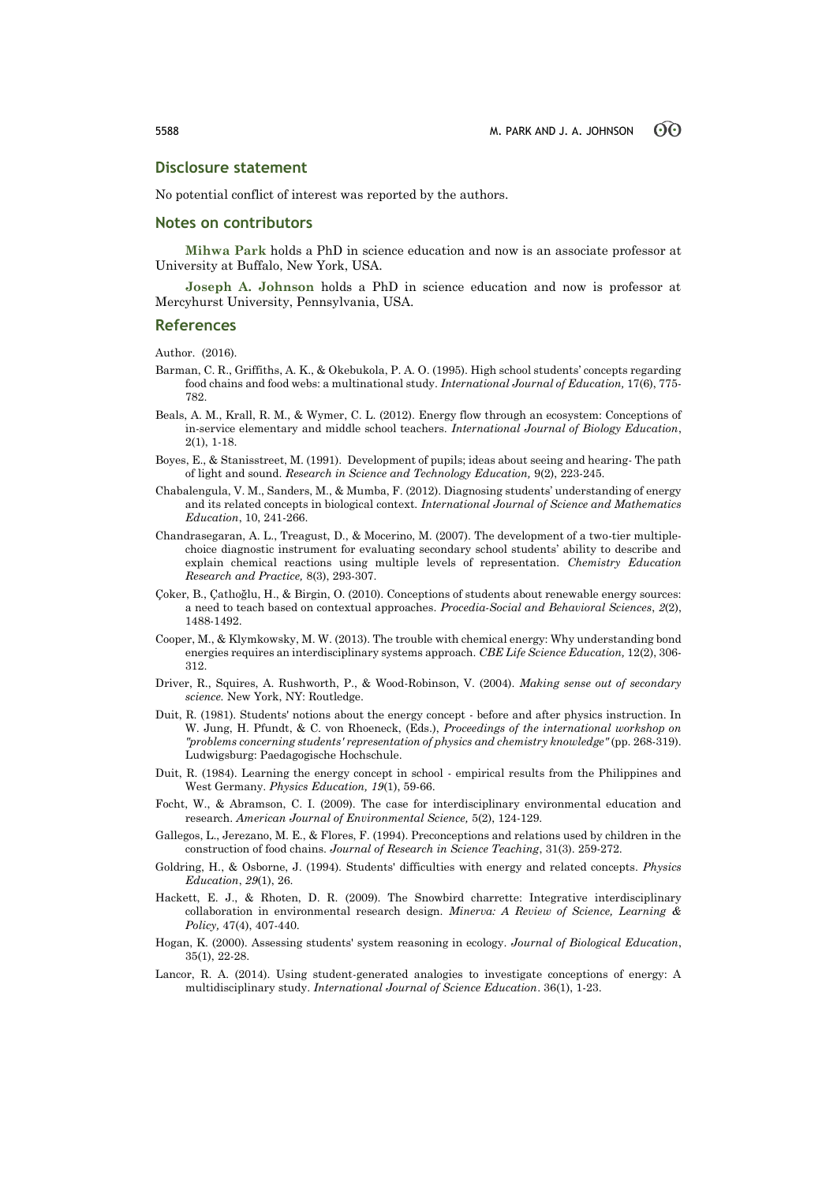## Disclosure statement

No potential conflict of interest was reported by the authors.

## Notes on contributors

**Mihwa Park** holds a PhD in science education and now is an associate professor at University at Buffalo, New York, USA.

**Joseph A. Johnson** holds a PhD in science education and now is professor at Mercyhurst University, Pennsylvania, USA.

## References

Author. (2016).

Barman, C. R., Griffiths, A. K., & Okebukola, P. A. O. (1995). High school students' concepts regarding food chains and food webs: a multinational study. *International Journal of Education,* 17(6), 775-782.

Beals, A. M., Krall, R. M., & Wymer, C. L. (2012). Energy flow through an ecosystem: Conceptions of in-service elementary and middle school teachers. *International Journal of Biology Education*, 2(1), 1-18.

Boyes, E., & Stanisstreet, M. (1991). Development of pupils; ideas about seeing and hearing- The path of light and sound. *Research in Science and Technology Education,* 9(2), 223-245.

Chabalengula, V. M., Sanders, M., & Mumba, F. (2012). Diagnosing students' understanding of energy and its related concepts in biological context. *International Journal of Science and Mathematics Education*, 10, 241-266.

Chandrasegaran, A. L., Treagust, D., & Mocerino, M. (2007). The development of a two-tier multiple-choice diagnostic instrument for evaluating secondary school students' ability to describe and explain chemical reactions using multiple levels of representation. *Chemistry Education Research and Practice,* 8(3), 293-307.

Çoker, B., Çatlıoğlu, H., & Birgin, O. (2010). Conceptions of students about renewable energy sources: a need to teach based on contextual approaches. *Procedia-Social and Behavioral Sciences*, *2*(2), 1488-1492.

Cooper, M., & Klymkowsky, M. W. (2013). The trouble with chemical energy: Why understanding bond energies requires an interdisciplinary systems approach. *CBE Life Science Education,* 12(2), 306-312.

Driver, R., Squires, A. Rushworth, P., & Wood-Robinson, V. (2004). *Making sense out of secondary science.* New York, NY: Routledge.

Duit, R. (1981). Students' notions about the energy concept - before and after physics instruction. In W. Jung, H. Pfundt, & C. von Rhoeneck, (Eds.), *Proceedings of the international workshop on "problems concerning students' representation of physics and chemistry knowledge"* (pp. 268-319). Ludwigsburg: Paedagogische Hochschule.

Duit, R. (1984). Learning the energy concept in school - empirical results from the Philippines and West Germany. *Physics Education, 19*(1), 59-66.

Focht, W., & Abramson, C. I. (2009). The case for interdisciplinary environmental education and research. *American Journal of Environmental Science,* 5(2), 124-129.

Gallegos, L., Jerezano, M. E., & Flores, F. (1994). Preconceptions and relations used by children in the construction of food chains. *Journal of Research in Science Teaching*, 31(3). 259-272.

Goldring, H., & Osborne, J. (1994). Students' difficulties with energy and related concepts. *Physics Education*, *29*(1), 26.

Hackett, E. J., & Rhoten, D. R. (2009). The Snowbird charrette: Integrative interdisciplinary collaboration in environmental research design. *Minerva: A Review of Science, Learning & Policy,* 47(4), 407-440.

Hogan, K. (2000). Assessing students' system reasoning in ecology. *Journal of Biological Education*, 35(1), 22-28.

Lancor, R. A. (2014). Using student-generated analogies to investigate conceptions of energy: A multidisciplinary study. *International Journal of Science Education*. 36(1), 1-23.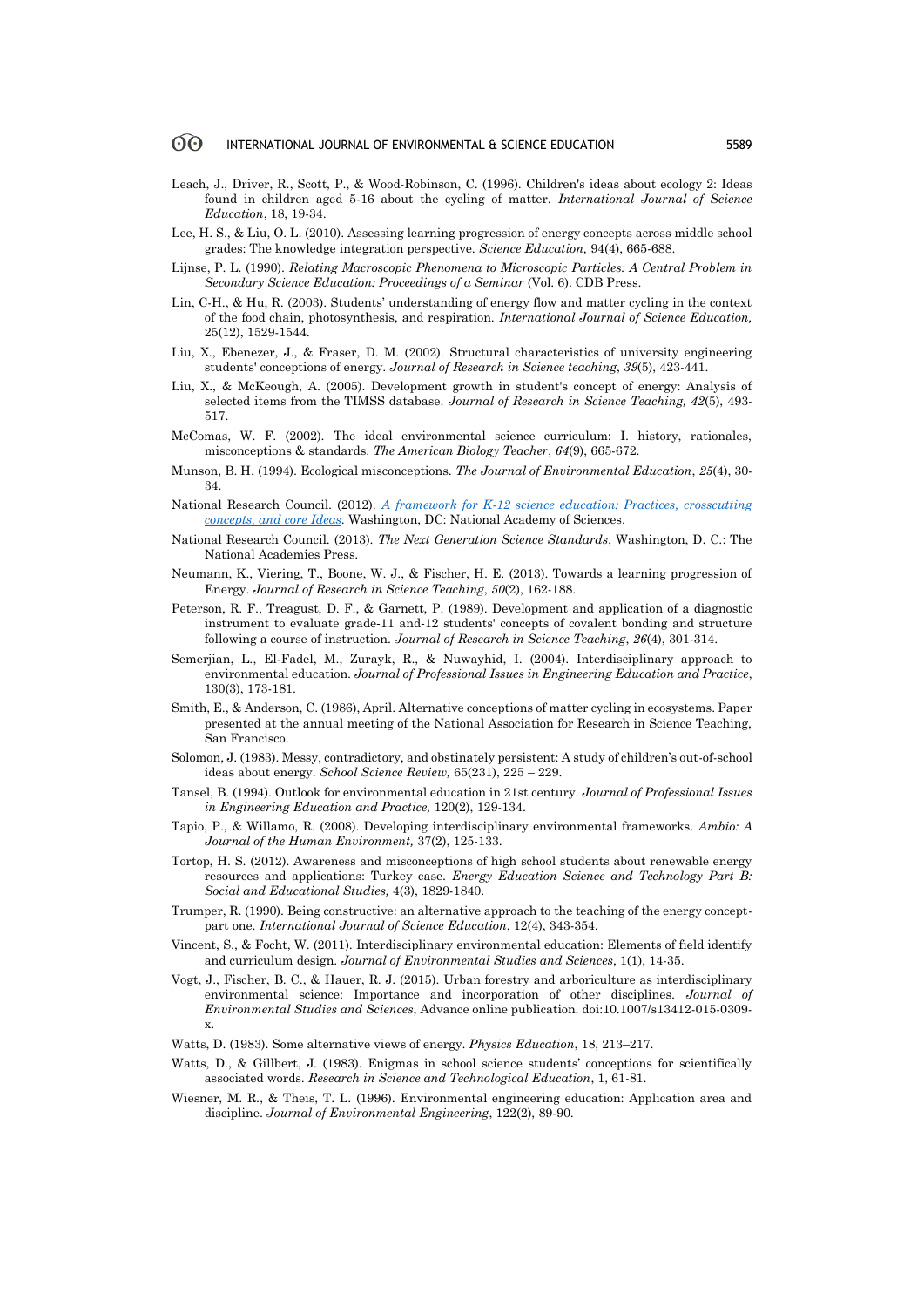Leach, J., Driver, R., Scott, P., & Wood-Robinson, C. (1996). Children's ideas about ecology 2: Ideas found in children aged 5-16 about the cycling of matter. *International Journal of Science Education*, 18, 19-34.

Lee, H. S., & Liu, O. L. (2010). Assessing learning progression of energy concepts across middle school grades: The knowledge integration perspective. *Science Education,* 94(4), 665-688.

Lijnse, P. L. (1990). *Relating Macroscopic Phenomena to Microscopic Particles: A Central Problem in Secondary Science Education: Proceedings of a Seminar* (Vol. 6). CDB Press.

Lin, C-H., & Hu, R. (2003). Students' understanding of energy flow and matter cycling in the context of the food chain, photosynthesis, and respiration. *International Journal of Science Education,* 25(12), 1529-1544.

Liu, X., Ebenezer, J., & Fraser, D. M. (2002). Structural characteristics of university engineering students' conceptions of energy. *Journal of Research in Science teaching*, *39*(5), 423-441.

Liu, X., & McKeough, A. (2005). Development growth in student's concept of energy: Analysis of selected items from the TIMSS database. *Journal of Research in Science Teaching, 42*(5), 493-517.

McComas, W. F. (2002). The ideal environmental science curriculum: I. history, rationales, misconceptions & standards. *The American Biology Teacher*, *64*(9), 665-672.

Munson, B. H. (1994). Ecological misconceptions. *The Journal of Environmental Education*, *25*(4), 30-34.

National Research Council. (2012). *A framework for K-12 science education: Practices, crosscutting concepts, and core Ideas*. Washington, DC: National Academy of Sciences.

National Research Council. (2013). *The Next Generation Science Standards*, Washington, D. C.: The National Academies Press.

Neumann, K., Viering, T., Boone, W. J., & Fischer, H. E. (2013). Towards a learning progression of Energy. *Journal of Research in Science Teaching*, *50*(2), 162-188.

Peterson, R. F., Treagust, D. F., & Garnett, P. (1989). Development and application of a diagnostic instrument to evaluate grade-11 and-12 students' concepts of covalent bonding and structure following a course of instruction. *Journal of Research in Science Teaching*, *26*(4), 301-314.

Semerjian, L., El-Fadel, M., Zurayk, R., & Nuwayhid, I. (2004). Interdisciplinary approach to environmental education. *Journal of Professional Issues in Engineering Education and Practice*, 130(3), 173-181.

Smith, E., & Anderson, C. (1986), April. Alternative conceptions of matter cycling in ecosystems. Paper presented at the annual meeting of the National Association for Research in Science Teaching, San Francisco.

Solomon, J. (1983). Messy, contradictory, and obstinately persistent: A study of children's out-of-school ideas about energy. *School Science Review,* 65(231), 225 – 229.

Tansel, B. (1994). Outlook for environmental education in 21st century. *Journal of Professional Issues in Engineering Education and Practice,* 120(2), 129-134.

Tapio, P., & Willamo, R. (2008). Developing interdisciplinary environmental frameworks. *Ambio: A Journal of the Human Environment,* 37(2), 125-133.

Tortop, H. S. (2012). Awareness and misconceptions of high school students about renewable energy resources and applications: Turkey case. *Energy Education Science and Technology Part B: Social and Educational Studies,* 4(3), 1829-1840.

Trumper, R. (1990). Being constructive: an alternative approach to the teaching of the energy concept-part one. *International Journal of Science Education*, 12(4), 343-354.

Vincent, S., & Focht, W. (2011). Interdisciplinary environmental education: Elements of field identify and curriculum design. *Journal of Environmental Studies and Sciences*, 1(1), 14-35.

Vogt, J., Fischer, B. C., & Hauer, R. J. (2015). Urban forestry and arboriculture as interdisciplinary environmental science: Importance and incorporation of other disciplines. *Journal of Environmental Studies and Sciences*, Advance online publication. doi:10.1007/s13412-015-0309-x.

Watts, D. (1983). Some alternative views of energy. *Physics Education*, 18, 213–217.

Watts, D., & Gillbert, J. (1983). Enigmas in school science students' conceptions for scientifically associated words. *Research in Science and Technological Education*, 1, 61-81.

Wiesner, M. R., & Theis, T. L. (1996). Environmental engineering education: Application area and discipline. *Journal of Environmental Engineering*, 122(2), 89-90.